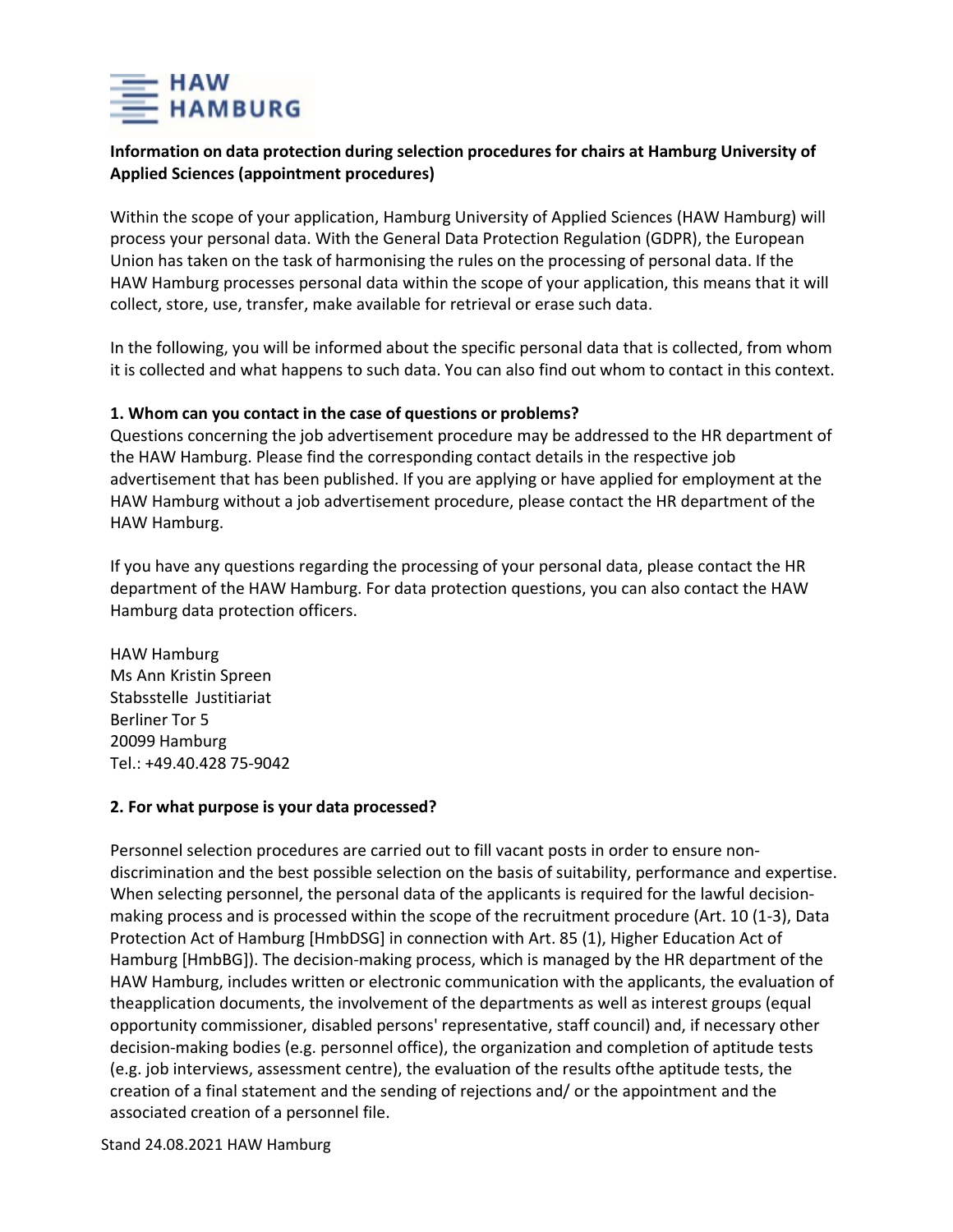HAW HAMBURG

**Information on data protection during selection procedures for chairs at Hamburg University of Applied Sciences (appointment procedures)**

Within the scope of your application, Hamburg University of Applied Sciences (HAW Hamburg) will process your personal data. With the General Data Protection Regulation (GDPR), the European Union has taken on the task of harmonising the rules on the processing of personal data. If the HAW Hamburg processes personal data within the scope of your application, this means that it will collect, store, use, transfer, make available for retrieval or erase such data.

In the following, you will be informed about the specific personal data that is collected, from whom it is collected and what happens to such data. You can also find out whom to contact in this context.

**1. Whom can you contact in the case of questions or problems?**

Questions concerning the job advertisement procedure may be addressed to the HR department of the HAW Hamburg. Please find the corresponding contact details in the respective job advertisement that has been published. If you are applying or have applied for employment at the HAW Hamburg without a job advertisement procedure, please contact the HR department of the HAW Hamburg.

If you have any questions regarding the processing of your personal data, please contact the HR department of the HAW Hamburg. For data protection questions, you can also contact the HAW Hamburg data protection officers.

HAW Hamburg
Ms Ann Kristin Spreen
Stabsstelle Justitiariat
Berliner Tor 5
20099 Hamburg
Tel.: +49.40.428 75-9042

**2. For what purpose is your data processed?**

Personnel selection procedures are carried out to fill vacant posts in order to ensure non-discrimination and the best possible selection on the basis of suitability, performance and expertise. When selecting personnel, the personal data of the applicants is required for the lawful decision-making process and is processed within the scope of the recruitment procedure (Art. 10 (1-3), Data Protection Act of Hamburg [HmbDSG] in connection with Art. 85 (1), Higher Education Act of Hamburg [HmbBG]). The decision-making process, which is managed by the HR department of the HAW Hamburg, includes written or electronic communication with the applicants, the evaluation of theapplication documents, the involvement of the departments as well as interest groups (equal opportunity commissioner, disabled persons' representative, staff council) and, if necessary other decision-making bodies (e.g. personnel office), the organization and completion of aptitude tests (e.g. job interviews, assessment centre), the evaluation of the results ofthe aptitude tests, the creation of a final statement and the sending of rejections and/ or the appointment and the associated creation of a personnel file.

Stand 24.08.2021 HAW Hamburg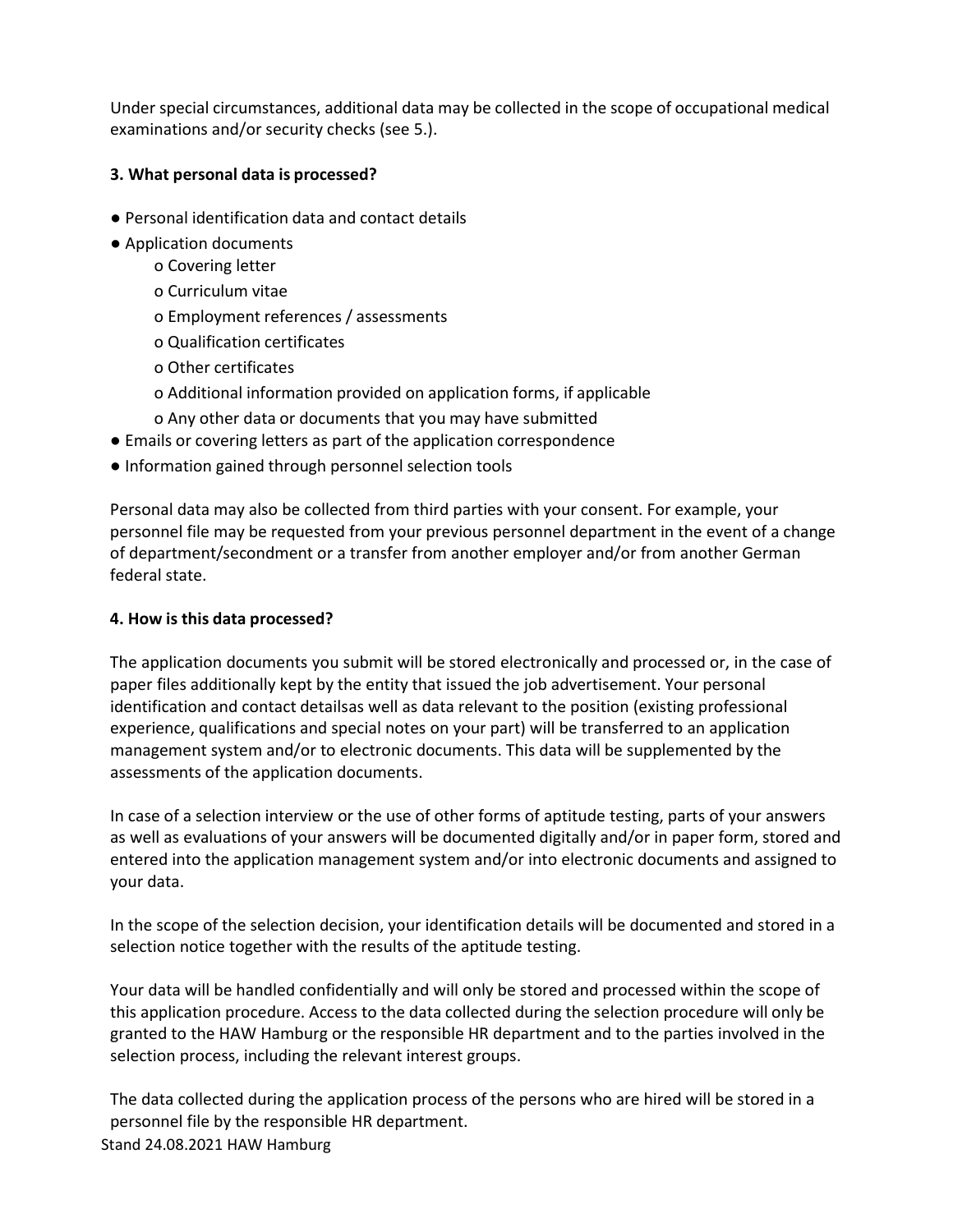Under special circumstances, additional data may be collected in the scope of occupational medical examinations and/or security checks (see 5.).

**3. What personal data is processed?**

- Personal identification data and contact details
- Application documents
  - Covering letter
  - Curriculum vitae
  - Employment references / assessments
  - Qualification certificates
  - Other certificates
  - Additional information provided on application forms, if applicable
  - Any other data or documents that you may have submitted
- Emails or covering letters as part of the application correspondence
- Information gained through personnel selection tools

Personal data may also be collected from third parties with your consent. For example, your personnel file may be requested from your previous personnel department in the event of a change of department/secondment or a transfer from another employer and/or from another German federal state.

**4. How is this data processed?**

The application documents you submit will be stored electronically and processed or, in the case of paper files additionally kept by the entity that issued the job advertisement. Your personal identification and contact detailsas well as data relevant to the position (existing professional experience, qualifications and special notes on your part) will be transferred to an application management system and/or to electronic documents. This data will be supplemented by the assessments of the application documents.

In case of a selection interview or the use of other forms of aptitude testing, parts of your answers as well as evaluations of your answers will be documented digitally and/or in paper form, stored and entered into the application management system and/or into electronic documents and assigned to your data.

In the scope of the selection decision, your identification details will be documented and stored in a selection notice together with the results of the aptitude testing.

Your data will be handled confidentially and will only be stored and processed within the scope of this application procedure. Access to the data collected during the selection procedure will only be granted to the HAW Hamburg or the responsible HR department and to the parties involved in the selection process, including the relevant interest groups.

The data collected during the application process of the persons who are hired will be stored in a personnel file by the responsible HR department.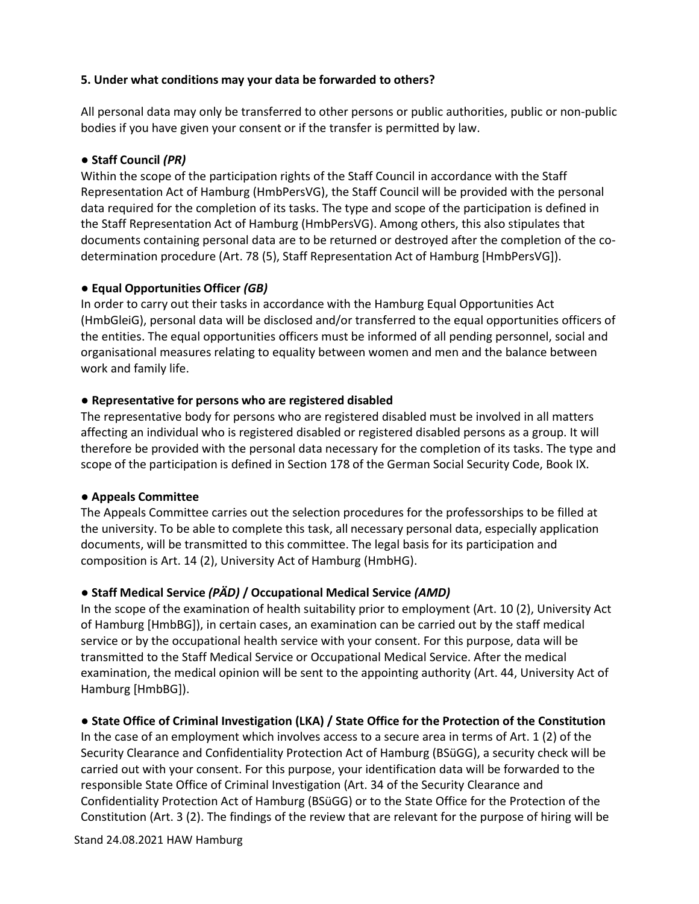### 5. Under what conditions may your data be forwarded to others?

All personal data may only be transferred to other persons or public authorities, public or non-public bodies if you have given your consent or if the transfer is permitted by law.

**● Staff Council *(PR)***
Within the scope of the participation rights of the Staff Council in accordance with the Staff Representation Act of Hamburg (HmbPersVG), the Staff Council will be provided with the personal data required for the completion of its tasks. The type and scope of the participation is defined in the Staff Representation Act of Hamburg (HmbPersVG). Among others, this also stipulates that documents containing personal data are to be returned or destroyed after the completion of the co-determination procedure (Art. 78 (5), Staff Representation Act of Hamburg [HmbPersVG]).

**● Equal Opportunities Officer *(GB)***
In order to carry out their tasks in accordance with the Hamburg Equal Opportunities Act (HmbGleiG), personal data will be disclosed and/or transferred to the equal opportunities officers of the entities. The equal opportunities officers must be informed of all pending personnel, social and organisational measures relating to equality between women and men and the balance between work and family life.

**● Representative for persons who are registered disabled**
The representative body for persons who are registered disabled must be involved in all matters affecting an individual who is registered disabled or registered disabled persons as a group. It will therefore be provided with the personal data necessary for the completion of its tasks. The type and scope of the participation is defined in Section 178 of the German Social Security Code, Book IX.

**● Appeals Committee**
The Appeals Committee carries out the selection procedures for the professorships to be filled at the university. To be able to complete this task, all necessary personal data, especially application documents, will be transmitted to this committee. The legal basis for its participation and composition is Art. 14 (2), University Act of Hamburg (HmbHG).

**● Staff Medical Service *(PÄD)* / Occupational Medical Service *(AMD)***
In the scope of the examination of health suitability prior to employment (Art. 10 (2), University Act of Hamburg [HmbBG]), in certain cases, an examination can be carried out by the staff medical service or by the occupational health service with your consent. For this purpose, data will be transmitted to the Staff Medical Service or Occupational Medical Service. After the medical examination, the medical opinion will be sent to the appointing authority (Art. 44, University Act of Hamburg [HmbBG]).

**● State Office of Criminal Investigation (LKA) / State Office for the Protection of the Constitution**
In the case of an employment which involves access to a secure area in terms of Art. 1 (2) of the Security Clearance and Confidentiality Protection Act of Hamburg (BSüGG), a security check will be carried out with your consent. For this purpose, your identification data will be forwarded to the responsible State Office of Criminal Investigation (Art. 34 of the Security Clearance and Confidentiality Protection Act of Hamburg (BSüGG) or to the State Office for the Protection of the Constitution (Art. 3 (2). The findings of the review that are relevant for the purpose of hiring will be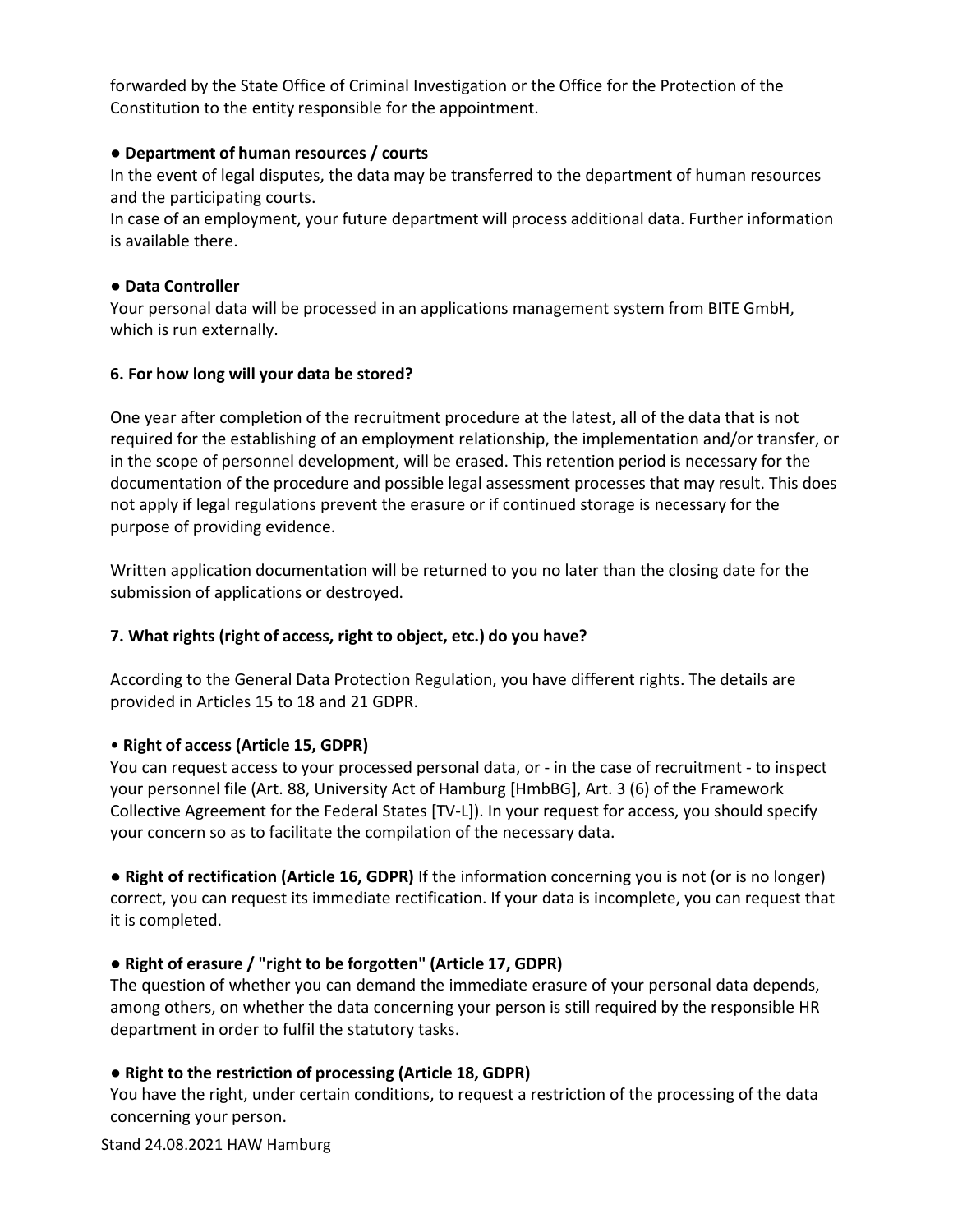forwarded by the State Office of Criminal Investigation or the Office for the Protection of the Constitution to the entity responsible for the appointment.

**● Department of human resources / courts**

In the event of legal disputes, the data may be transferred to the department of human resources and the participating courts.

In case of an employment, your future department will process additional data. Further information is available there.

**● Data Controller**

Your personal data will be processed in an applications management system from BITE GmbH, which is run externally.

### 6. For how long will your data be stored?

One year after completion of the recruitment procedure at the latest, all of the data that is not required for the establishing of an employment relationship, the implementation and/or transfer, or in the scope of personnel development, will be erased. This retention period is necessary for the documentation of the procedure and possible legal assessment processes that may result. This does not apply if legal regulations prevent the erasure or if continued storage is necessary for the purpose of providing evidence.

Written application documentation will be returned to you no later than the closing date for the submission of applications or destroyed.

### 7. What rights (right of access, right to object, etc.) do you have?

According to the General Data Protection Regulation, you have different rights. The details are provided in Articles 15 to 18 and 21 GDPR.

**• Right of access (Article 15, GDPR)**

You can request access to your processed personal data, or - in the case of recruitment - to inspect your personnel file (Art. 88, University Act of Hamburg [HmbBG], Art. 3 (6) of the Framework Collective Agreement for the Federal States [TV-L]). In your request for access, you should specify your concern so as to facilitate the compilation of the necessary data.

**● Right of rectification (Article 16, GDPR)** If the information concerning you is not (or is no longer) correct, you can request its immediate rectification. If your data is incomplete, you can request that it is completed.

**● Right of erasure / "right to be forgotten" (Article 17, GDPR)**

The question of whether you can demand the immediate erasure of your personal data depends, among others, on whether the data concerning your person is still required by the responsible HR department in order to fulfil the statutory tasks.

**● Right to the restriction of processing (Article 18, GDPR)**

You have the right, under certain conditions, to request a restriction of the processing of the data concerning your person.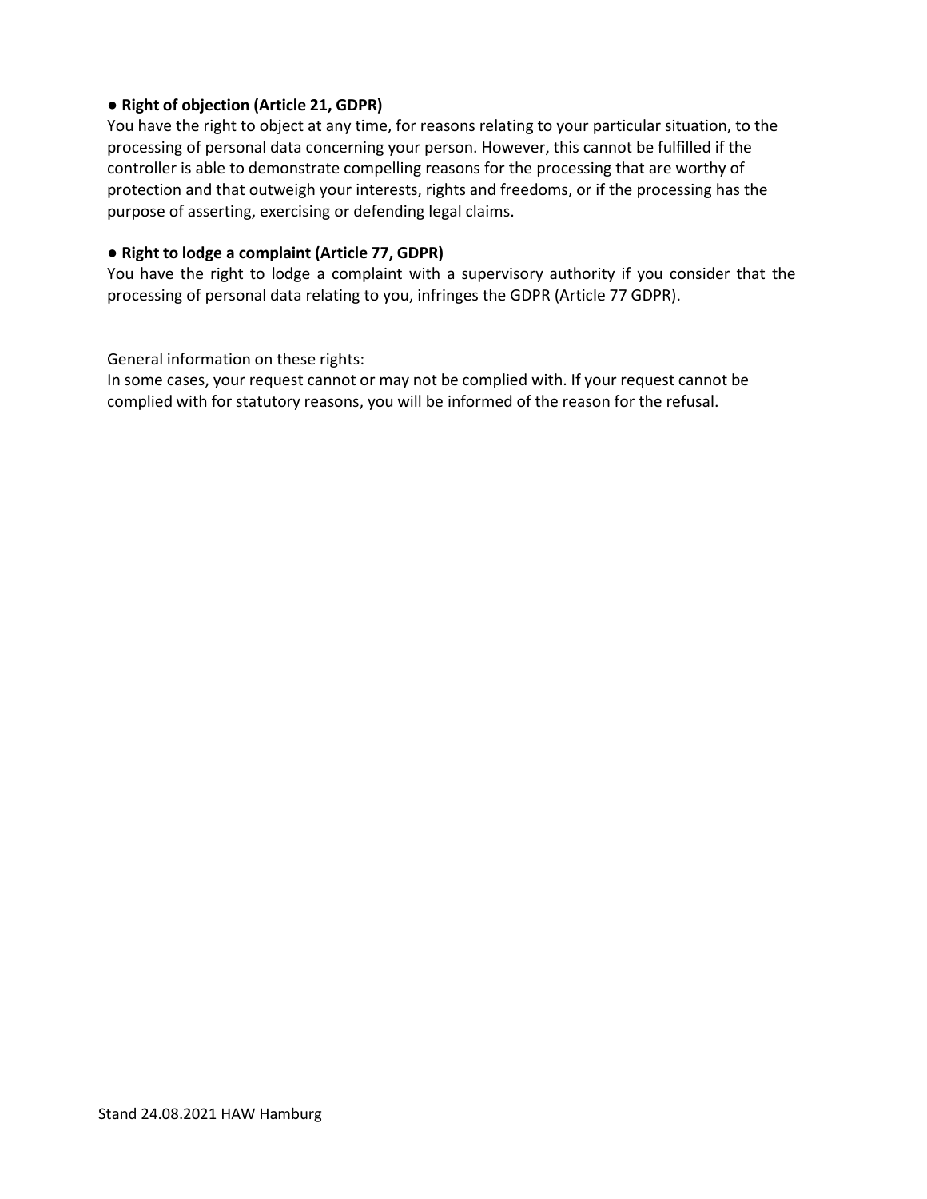● **Right of objection (Article 21, GDPR)**
You have the right to object at any time, for reasons relating to your particular situation, to the processing of personal data concerning your person. However, this cannot be fulfilled if the controller is able to demonstrate compelling reasons for the processing that are worthy of protection and that outweigh your interests, rights and freedoms, or if the processing has the purpose of asserting, exercising or defending legal claims.

● **Right to lodge a complaint (Article 77, GDPR)**
You have the right to lodge a complaint with a supervisory authority if you consider that the processing of personal data relating to you, infringes the GDPR (Article 77 GDPR).

General information on these rights:
In some cases, your request cannot or may not be complied with. If your request cannot be complied with for statutory reasons, you will be informed of the reason for the refusal.

Stand 24.08.2021 HAW Hamburg